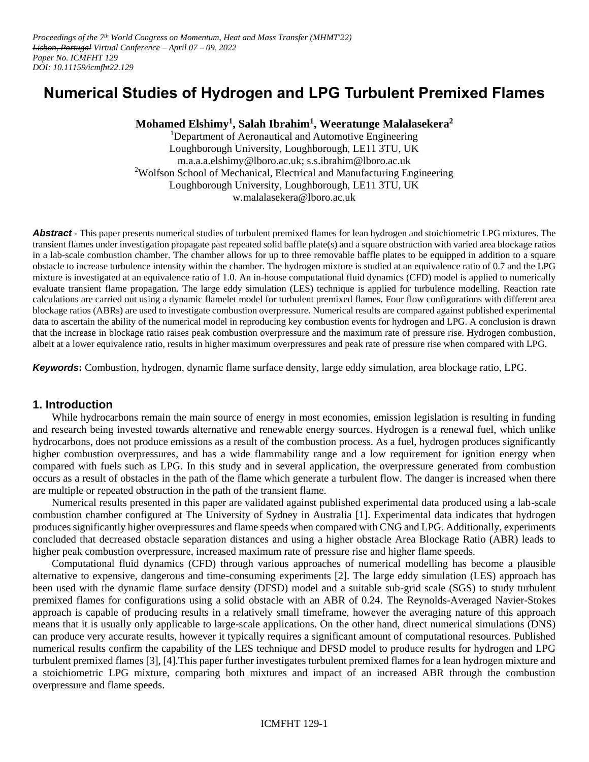*Proceedings of the 7th World Congress on Momentum, Heat and Mass Transfer (MHMT'22)*
*~~Lisbon, Portugal~~ Virtual Conference – April 07 – 09, 2022*
*Paper No. ICMFHT 129*
*DOI: 10.11159/icmfht22.129*

# Numerical Studies of Hydrogen and LPG Turbulent Premixed Flames

**Mohamed Elshimy[1], Salah Ibrahim[1], Weeratunge Malalasekera[2]**

[1]Department of Aeronautical and Automotive Engineering
Loughborough University, Loughborough, LE11 3TU, UK
m.a.a.a.elshimy@lboro.ac.uk; s.s.ibrahim@lboro.ac.uk
[2]Wolfson School of Mechanical, Electrical and Manufacturing Engineering
Loughborough University, Loughborough, LE11 3TU, UK
w.malalasekera@lboro.ac.uk

***Abstract*** - This paper presents numerical studies of turbulent premixed flames for lean hydrogen and stoichiometric LPG mixtures. The transient flames under investigation propagate past repeated solid baffle plate(s) and a square obstruction with varied area blockage ratios in a lab-scale combustion chamber. The chamber allows for up to three removable baffle plates to be equipped in addition to a square obstacle to increase turbulence intensity within the chamber. The hydrogen mixture is studied at an equivalence ratio of 0.7 and the LPG mixture is investigated at an equivalence ratio of 1.0. An in-house computational fluid dynamics (CFD) model is applied to numerically evaluate transient flame propagation. The large eddy simulation (LES) technique is applied for turbulence modelling. Reaction rate calculations are carried out using a dynamic flamelet model for turbulent premixed flames. Four flow configurations with different area blockage ratios (ABRs) are used to investigate combustion overpressure. Numerical results are compared against published experimental data to ascertain the ability of the numerical model in reproducing key combustion events for hydrogen and LPG. A conclusion is drawn that the increase in blockage ratio raises peak combustion overpressure and the maximum rate of pressure rise. Hydrogen combustion, albeit at a lower equivalence ratio, results in higher maximum overpressures and peak rate of pressure rise when compared with LPG.

***Keywords*:** Combustion, hydrogen, dynamic flame surface density, large eddy simulation, area blockage ratio, LPG.

## 1. Introduction

While hydrocarbons remain the main source of energy in most economies, emission legislation is resulting in funding and research being invested towards alternative and renewable energy sources. Hydrogen is a renewal fuel, which unlike hydrocarbons, does not produce emissions as a result of the combustion process. As a fuel, hydrogen produces significantly higher combustion overpressures, and has a wide flammability range and a low requirement for ignition energy when compared with fuels such as LPG. In this study and in several application, the overpressure generated from combustion occurs as a result of obstacles in the path of the flame which generate a turbulent flow. The danger is increased when there are multiple or repeated obstruction in the path of the transient flame.

Numerical results presented in this paper are validated against published experimental data produced using a lab-scale combustion chamber configured at The University of Sydney in Australia [1]. Experimental data indicates that hydrogen produces significantly higher overpressures and flame speeds when compared with CNG and LPG. Additionally, experiments concluded that decreased obstacle separation distances and using a higher obstacle Area Blockage Ratio (ABR) leads to higher peak combustion overpressure, increased maximum rate of pressure rise and higher flame speeds.

Computational fluid dynamics (CFD) through various approaches of numerical modelling has become a plausible alternative to expensive, dangerous and time-consuming experiments [2]. The large eddy simulation (LES) approach has been used with the dynamic flame surface density (DFSD) model and a suitable sub-grid scale (SGS) to study turbulent premixed flames for configurations using a solid obstacle with an ABR of 0.24. The Reynolds-Averaged Navier-Stokes approach is capable of producing results in a relatively small timeframe, however the averaging nature of this approach means that it is usually only applicable to large-scale applications. On the other hand, direct numerical simulations (DNS) can produce very accurate results, however it typically requires a significant amount of computational resources. Published numerical results confirm the capability of the LES technique and DFSD model to produce results for hydrogen and LPG turbulent premixed flames [3], [4].This paper further investigates turbulent premixed flames for a lean hydrogen mixture and a stoichiometric LPG mixture, comparing both mixtures and impact of an increased ABR through the combustion overpressure and flame speeds.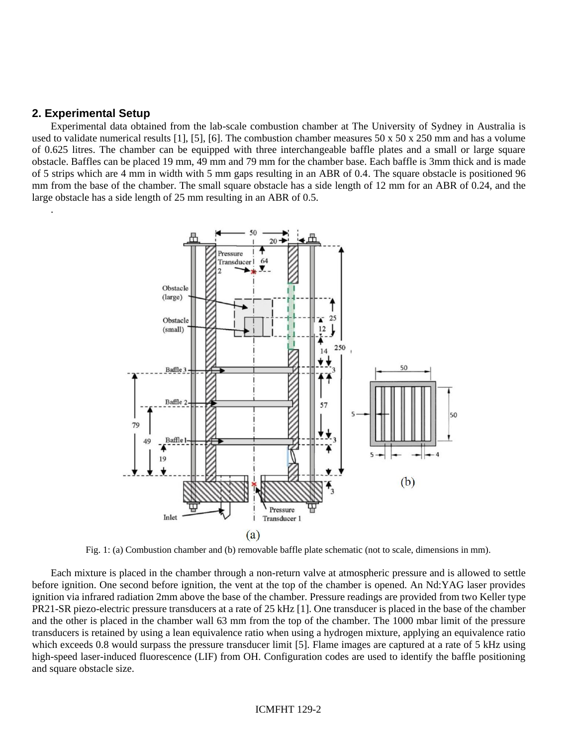## 2. Experimental Setup

Experimental data obtained from the lab-scale combustion chamber at The University of Sydney in Australia is used to validate numerical results [1], [5], [6]. The combustion chamber measures 50 x 50 x 250 mm and has a volume of 0.625 litres. The chamber can be equipped with three interchangeable baffle plates and a small or large square obstacle. Baffles can be placed 19 mm, 49 mm and 79 mm for the chamber base. Each baffle is 3mm thick and is made of 5 strips which are 4 mm in width with 5 mm gaps resulting in an ABR of 0.4. The square obstacle is positioned 96 mm from the base of the chamber. The small square obstacle has a side length of 12 mm for an ABR of 0.24, and the large obstacle has a side length of 25 mm resulting in an ABR of 0.5.

.

Fig. 1: (a) Combustion chamber and (b) removable baffle plate schematic (not to scale, dimensions in mm).

Each mixture is placed in the chamber through a non-return valve at atmospheric pressure and is allowed to settle before ignition. One second before ignition, the vent at the top of the chamber is opened. An Nd:YAG laser provides ignition via infrared radiation 2mm above the base of the chamber. Pressure readings are provided from two Keller type PR21-SR piezo-electric pressure transducers at a rate of 25 kHz [1]. One transducer is placed in the base of the chamber and the other is placed in the chamber wall 63 mm from the top of the chamber. The 1000 mbar limit of the pressure transducers is retained by using a lean equivalence ratio when using a hydrogen mixture, applying an equivalence ratio which exceeds 0.8 would surpass the pressure transducer limit [5]. Flame images are captured at a rate of 5 kHz using high-speed laser-induced fluorescence (LIF) from OH. Configuration codes are used to identify the baffle positioning and square obstacle size.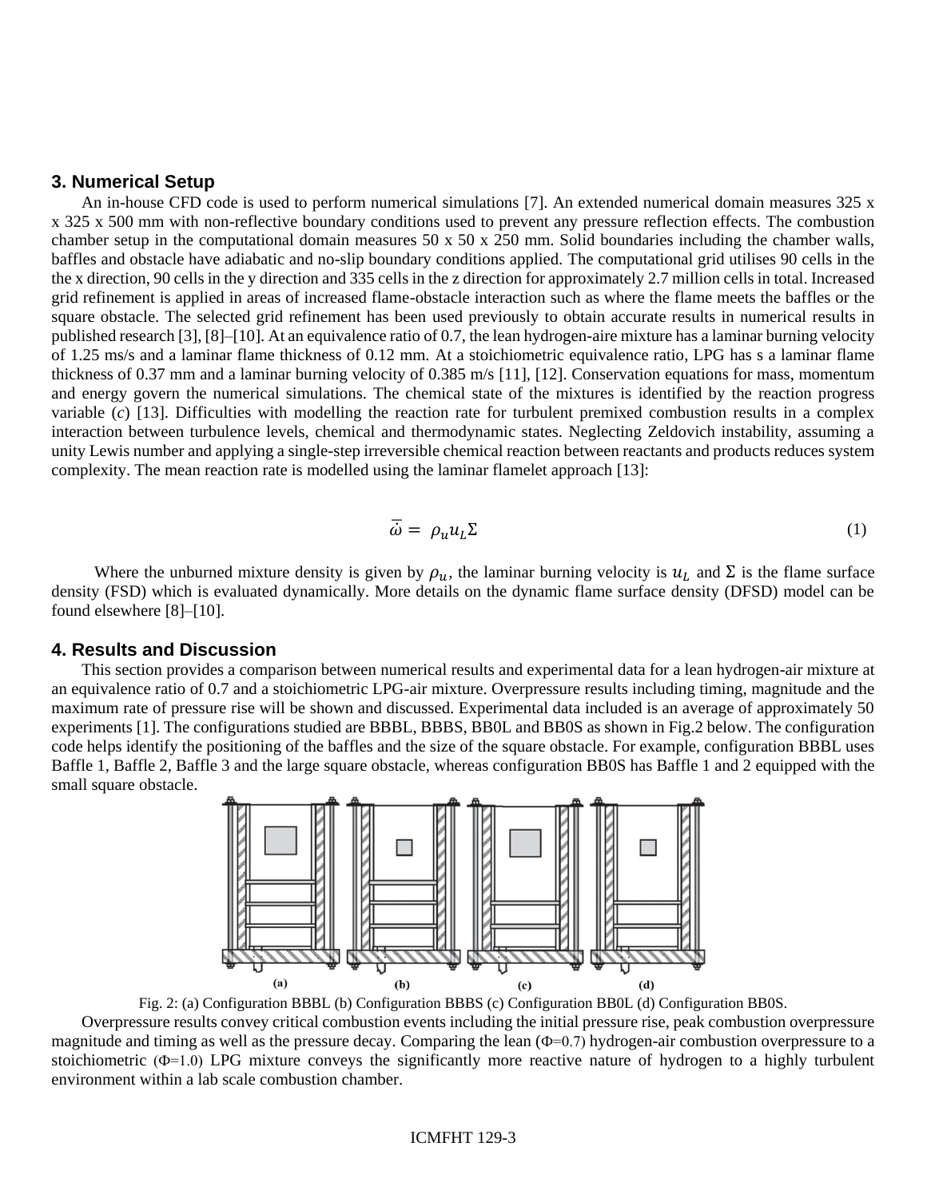## 3. Numerical Setup

An in-house CFD code is used to perform numerical simulations [7]. An extended numerical domain measures 325 x x 325 x 500 mm with non-reflective boundary conditions used to prevent any pressure reflection effects. The combustion chamber setup in the computational domain measures 50 x 50 x 250 mm. Solid boundaries including the chamber walls, baffles and obstacle have adiabatic and no-slip boundary conditions applied. The computational grid utilises 90 cells in the the x direction, 90 cells in the y direction and 335 cells in the z direction for approximately 2.7 million cells in total. Increased grid refinement is applied in areas of increased flame-obstacle interaction such as where the flame meets the baffles or the square obstacle. The selected grid refinement has been used previously to obtain accurate results in numerical results in published research [3], [8]–[10]. At an equivalence ratio of 0.7, the lean hydrogen-aire mixture has a laminar burning velocity of 1.25 ms/s and a laminar flame thickness of 0.12 mm. At a stoichiometric equivalence ratio, LPG has s a laminar flame thickness of 0.37 mm and a laminar burning velocity of 0.385 m/s [11], [12]. Conservation equations for mass, momentum and energy govern the numerical simulations. The chemical state of the mixtures is identified by the reaction progress variable (*c*) [13]. Difficulties with modelling the reaction rate for turbulent premixed combustion results in a complex interaction between turbulence levels, chemical and thermodynamic states. Neglecting Zeldovich instability, assuming a unity Lewis number and applying a single-step irreversible chemical reaction between reactants and products reduces system complexity. The mean reaction rate is modelled using the laminar flamelet approach [13]:

$$\bar{\omega} = \rho_u u_L \Sigma \tag{1}$$

Where the unburned mixture density is given by $\rho_u$, the laminar burning velocity is $u_L$ and $\Sigma$ is the flame surface density (FSD) which is evaluated dynamically. More details on the dynamic flame surface density (DFSD) model can be found elsewhere [8]–[10].

## 4. Results and Discussion

This section provides a comparison between numerical results and experimental data for a lean hydrogen-air mixture at an equivalence ratio of 0.7 and a stoichiometric LPG-air mixture. Overpressure results including timing, magnitude and the maximum rate of pressure rise will be shown and discussed. Experimental data included is an average of approximately 50 experiments [1]. The configurations studied are BBBL, BBBS, BB0L and BB0S as shown in Fig.2 below. The configuration code helps identify the positioning of the baffles and the size of the square obstacle. For example, configuration BBBL uses Baffle 1, Baffle 2, Baffle 3 and the large square obstacle, whereas configuration BB0S has Baffle 1 and 2 equipped with the small square obstacle.

Fig. 2: (a) Configuration BBBL (b) Configuration BBBS (c) Configuration BB0L (d) Configuration BB0S.

Overpressure results convey critical combustion events including the initial pressure rise, peak combustion overpressure magnitude and timing as well as the pressure decay. Comparing the lean ($\Phi$=0.7) hydrogen-air combustion overpressure to a stoichiometric ($\Phi$=1.0) LPG mixture conveys the significantly more reactive nature of hydrogen to a highly turbulent environment within a lab scale combustion chamber.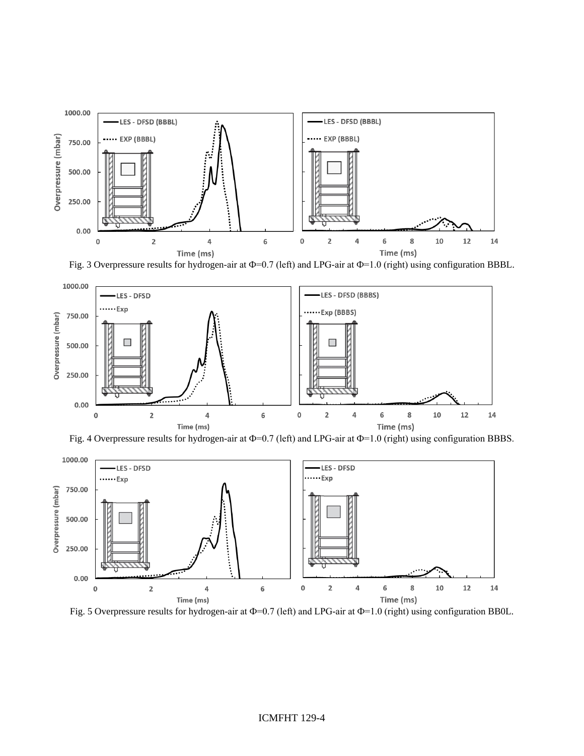Fig. 3 Overpressure results for hydrogen-air at Φ=0.7 (left) and LPG-air at Φ=1.0 (right) using configuration BBBL.

Fig. 4 Overpressure results for hydrogen-air at Φ=0.7 (left) and LPG-air at Φ=1.0 (right) using configuration BBBS.

Fig. 5 Overpressure results for hydrogen-air at Φ=0.7 (left) and LPG-air at Φ=1.0 (right) using configuration BB0L.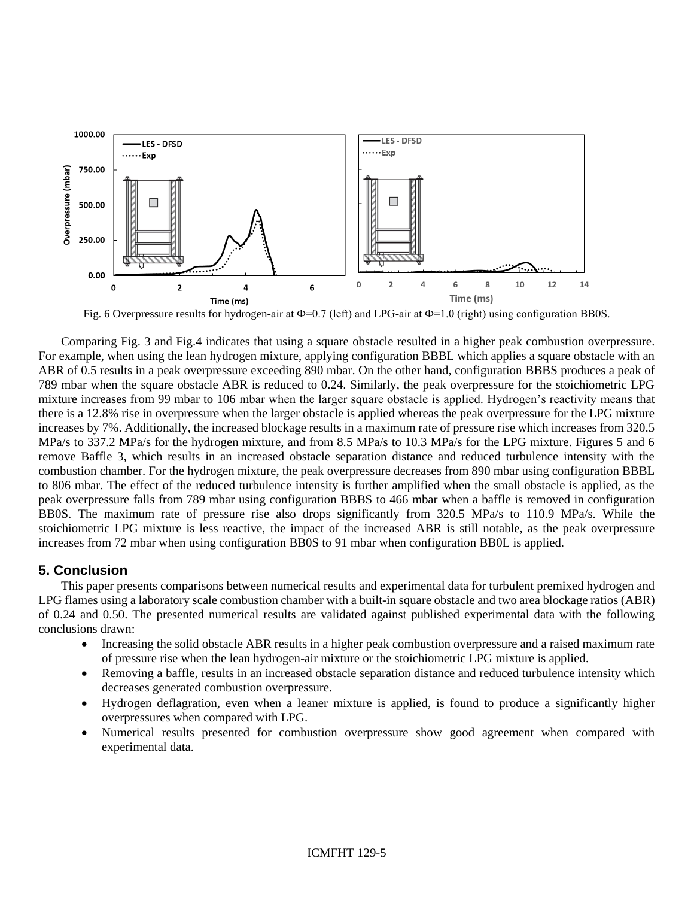Fig. 6 Overpressure results for hydrogen-air at Φ=0.7 (left) and LPG-air at Φ=1.0 (right) using configuration BB0S.

Comparing Fig. 3 and Fig.4 indicates that using a square obstacle resulted in a higher peak combustion overpressure. For example, when using the lean hydrogen mixture, applying configuration BBBL which applies a square obstacle with an ABR of 0.5 results in a peak overpressure exceeding 890 mbar. On the other hand, configuration BBBS produces a peak of 789 mbar when the square obstacle ABR is reduced to 0.24. Similarly, the peak overpressure for the stoichiometric LPG mixture increases from 99 mbar to 106 mbar when the larger square obstacle is applied. Hydrogen's reactivity means that there is a 12.8% rise in overpressure when the larger obstacle is applied whereas the peak overpressure for the LPG mixture increases by 7%. Additionally, the increased blockage results in a maximum rate of pressure rise which increases from 320.5 MPa/s to 337.2 MPa/s for the hydrogen mixture, and from 8.5 MPa/s to 10.3 MPa/s for the LPG mixture. Figures 5 and 6 remove Baffle 3, which results in an increased obstacle separation distance and reduced turbulence intensity with the combustion chamber. For the hydrogen mixture, the peak overpressure decreases from 890 mbar using configuration BBBL to 806 mbar. The effect of the reduced turbulence intensity is further amplified when the small obstacle is applied, as the peak overpressure falls from 789 mbar using configuration BBBS to 466 mbar when a baffle is removed in configuration BB0S. The maximum rate of pressure rise also drops significantly from 320.5 MPa/s to 110.9 MPa/s. While the stoichiometric LPG mixture is less reactive, the impact of the increased ABR is still notable, as the peak overpressure increases from 72 mbar when using configuration BB0S to 91 mbar when configuration BB0L is applied.

## 5. Conclusion

This paper presents comparisons between numerical results and experimental data for turbulent premixed hydrogen and LPG flames using a laboratory scale combustion chamber with a built-in square obstacle and two area blockage ratios (ABR) of 0.24 and 0.50. The presented numerical results are validated against published experimental data with the following conclusions drawn:

- Increasing the solid obstacle ABR results in a higher peak combustion overpressure and a raised maximum rate of pressure rise when the lean hydrogen-air mixture or the stoichiometric LPG mixture is applied.
- Removing a baffle, results in an increased obstacle separation distance and reduced turbulence intensity which decreases generated combustion overpressure.
- Hydrogen deflagration, even when a leaner mixture is applied, is found to produce a significantly higher overpressures when compared with LPG.
- Numerical results presented for combustion overpressure show good agreement when compared with experimental data.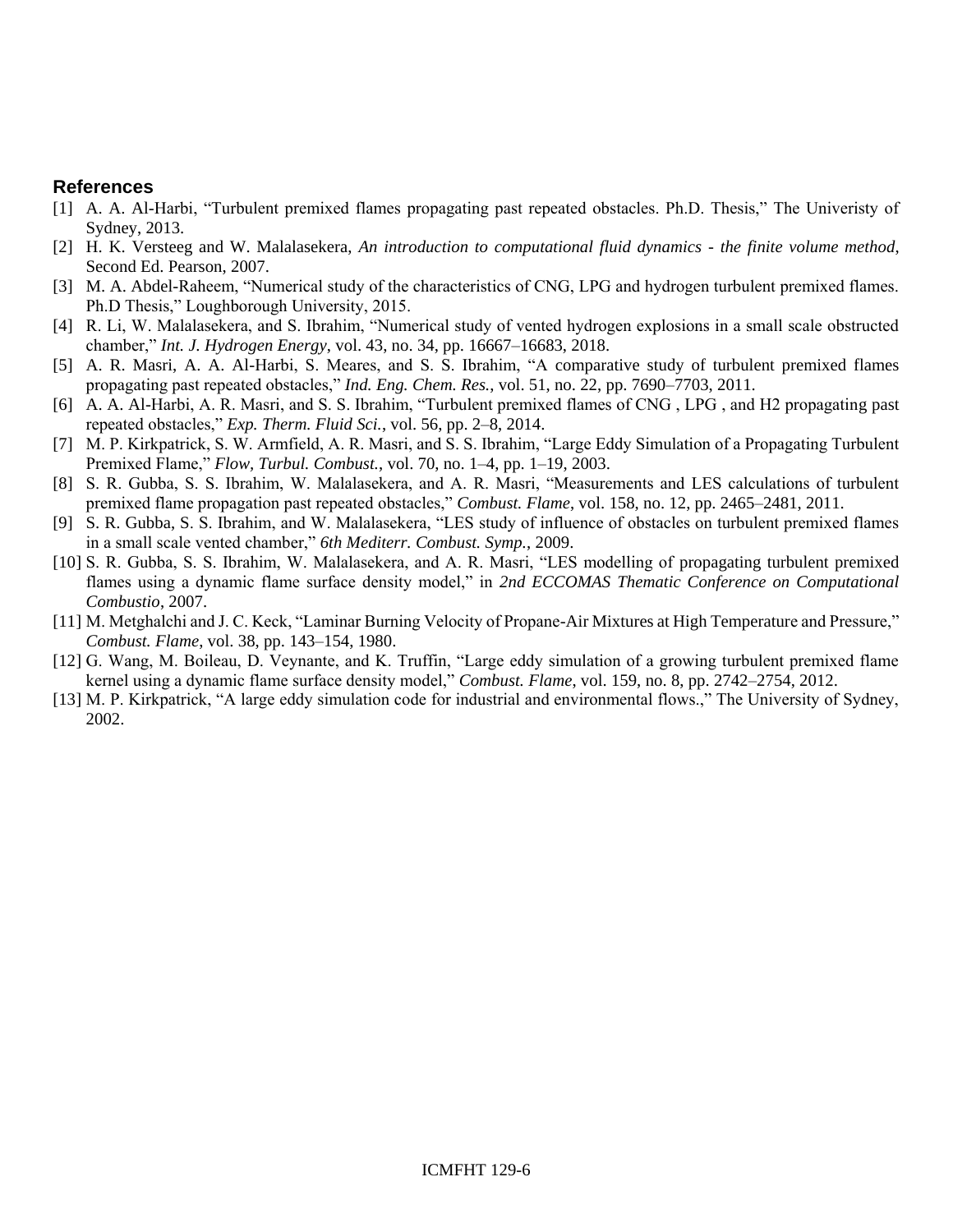## References

[1] A. A. Al-Harbi, "Turbulent premixed flames propagating past repeated obstacles. Ph.D. Thesis," The Univeristy of Sydney, 2013.

[2] H. K. Versteeg and W. Malalasekera, *An introduction to computational fluid dynamics - the finite volume method*, Second Ed. Pearson, 2007.

[3] M. A. Abdel-Raheem, "Numerical study of the characteristics of CNG, LPG and hydrogen turbulent premixed flames. Ph.D Thesis," Loughborough University, 2015.

[4] R. Li, W. Malalasekera, and S. Ibrahim, "Numerical study of vented hydrogen explosions in a small scale obstructed chamber," *Int. J. Hydrogen Energy*, vol. 43, no. 34, pp. 16667–16683, 2018.

[5] A. R. Masri, A. A. Al-Harbi, S. Meares, and S. S. Ibrahim, "A comparative study of turbulent premixed flames propagating past repeated obstacles," *Ind. Eng. Chem. Res.*, vol. 51, no. 22, pp. 7690–7703, 2011.

[6] A. A. Al-Harbi, A. R. Masri, and S. S. Ibrahim, "Turbulent premixed flames of CNG , LPG , and H2 propagating past repeated obstacles," *Exp. Therm. Fluid Sci.*, vol. 56, pp. 2–8, 2014.

[7] M. P. Kirkpatrick, S. W. Armfield, A. R. Masri, and S. S. Ibrahim, "Large Eddy Simulation of a Propagating Turbulent Premixed Flame," *Flow, Turbul. Combust.*, vol. 70, no. 1–4, pp. 1–19, 2003.

[8] S. R. Gubba, S. S. Ibrahim, W. Malalasekera, and A. R. Masri, "Measurements and LES calculations of turbulent premixed flame propagation past repeated obstacles," *Combust. Flame*, vol. 158, no. 12, pp. 2465–2481, 2011.

[9] S. R. Gubba, S. S. Ibrahim, and W. Malalasekera, "LES study of influence of obstacles on turbulent premixed flames in a small scale vented chamber," *6th Mediterr. Combust. Symp.*, 2009.

[10] S. R. Gubba, S. S. Ibrahim, W. Malalasekera, and A. R. Masri, "LES modelling of propagating turbulent premixed flames using a dynamic flame surface density model," in *2nd ECCOMAS Thematic Conference on Computational Combustio*, 2007.

[11] M. Metghalchi and J. C. Keck, "Laminar Burning Velocity of Propane-Air Mixtures at High Temperature and Pressure," *Combust. Flame*, vol. 38, pp. 143–154, 1980.

[12] G. Wang, M. Boileau, D. Veynante, and K. Truffin, "Large eddy simulation of a growing turbulent premixed flame kernel using a dynamic flame surface density model," *Combust. Flame*, vol. 159, no. 8, pp. 2742–2754, 2012.

[13] M. P. Kirkpatrick, "A large eddy simulation code for industrial and environmental flows.," The University of Sydney, 2002.